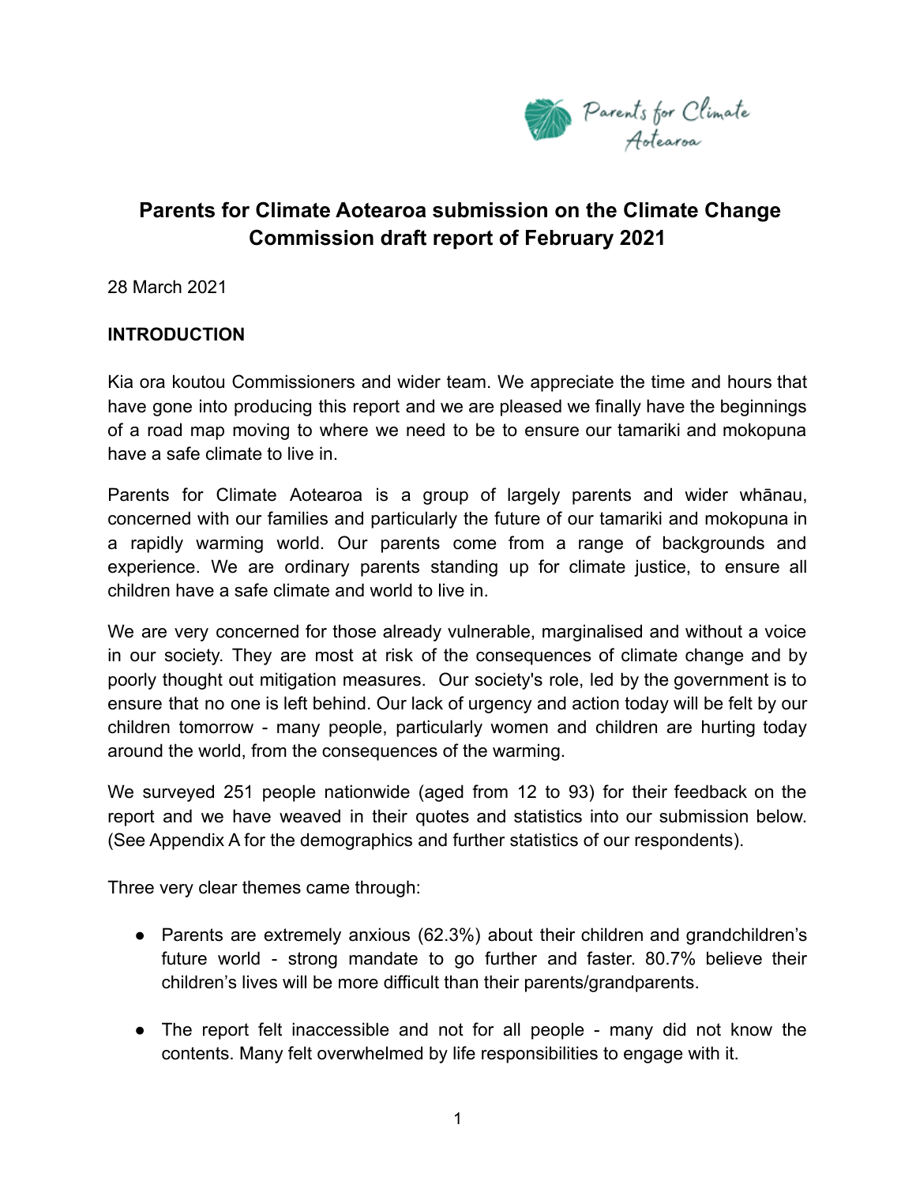# Parents for Climate Aotearoa submission on the Climate Change Commission draft report of February 2021

28 March 2021

## INTRODUCTION

Kia ora koutou Commissioners and wider team. We appreciate the time and hours that have gone into producing this report and we are pleased we finally have the beginnings of a road map moving to where we need to be to ensure our tamariki and mokopuna have a safe climate to live in.

Parents for Climate Aotearoa is a group of largely parents and wider whānau, concerned with our families and particularly the future of our tamariki and mokopuna in a rapidly warming world. Our parents come from a range of backgrounds and experience. We are ordinary parents standing up for climate justice, to ensure all children have a safe climate and world to live in.

We are very concerned for those already vulnerable, marginalised and without a voice in our society. They are most at risk of the consequences of climate change and by poorly thought out mitigation measures. Our society's role, led by the government is to ensure that no one is left behind. Our lack of urgency and action today will be felt by our children tomorrow - many people, particularly women and children are hurting today around the world, from the consequences of the warming.

We surveyed 251 people nationwide (aged from 12 to 93) for their feedback on the report and we have weaved in their quotes and statistics into our submission below. (See Appendix A for the demographics and further statistics of our respondents).

Three very clear themes came through:

- Parents are extremely anxious (62.3%) about their children and grandchildren's future world - strong mandate to go further and faster. 80.7% believe their children's lives will be more difficult than their parents/grandparents.
- The report felt inaccessible and not for all people - many did not know the contents. Many felt overwhelmed by life responsibilities to engage with it.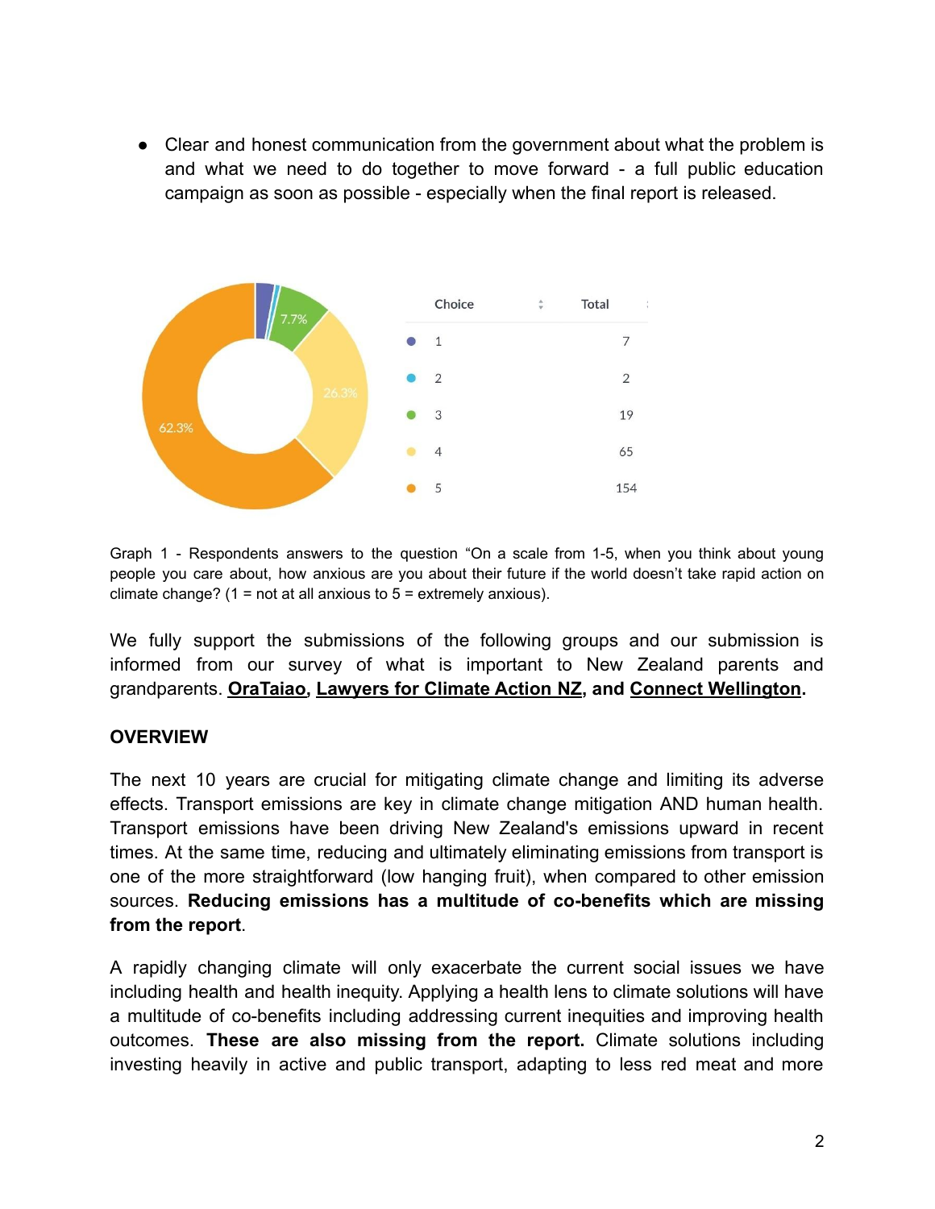- Clear and honest communication from the government about what the problem is and what we need to do together to move forward - a full public education campaign as soon as possible - especially when the final report is released.

| Choice | Total |
| --- | --- |
| 1 | 7 |
| 2 | 2 |
| 3 | 19 |
| 4 | 65 |
| 5 | 154 |

Graph 1 - Respondents answers to the question "On a scale from 1-5, when you think about young people you care about, how anxious are you about their future if the world doesn't take rapid action on climate change? (1 = not at all anxious to 5 = extremely anxious).

We fully support the submissions of the following groups and our submission is informed from our survey of what is important to New Zealand parents and grandparents. **OraTaiao, Lawyers for Climate Action NZ, and Connect Wellington.**

## OVERVIEW

The next 10 years are crucial for mitigating climate change and limiting its adverse effects. Transport emissions are key in climate change mitigation AND human health. Transport emissions have been driving New Zealand's emissions upward in recent times. At the same time, reducing and ultimately eliminating emissions from transport is one of the more straightforward (low hanging fruit), when compared to other emission sources. **Reducing emissions has a multitude of co-benefits which are missing from the report**.

A rapidly changing climate will only exacerbate the current social issues we have including health and health inequity. Applying a health lens to climate solutions will have a multitude of co-benefits including addressing current inequities and improving health outcomes. **These are also missing from the report.** Climate solutions including investing heavily in active and public transport, adapting to less red meat and more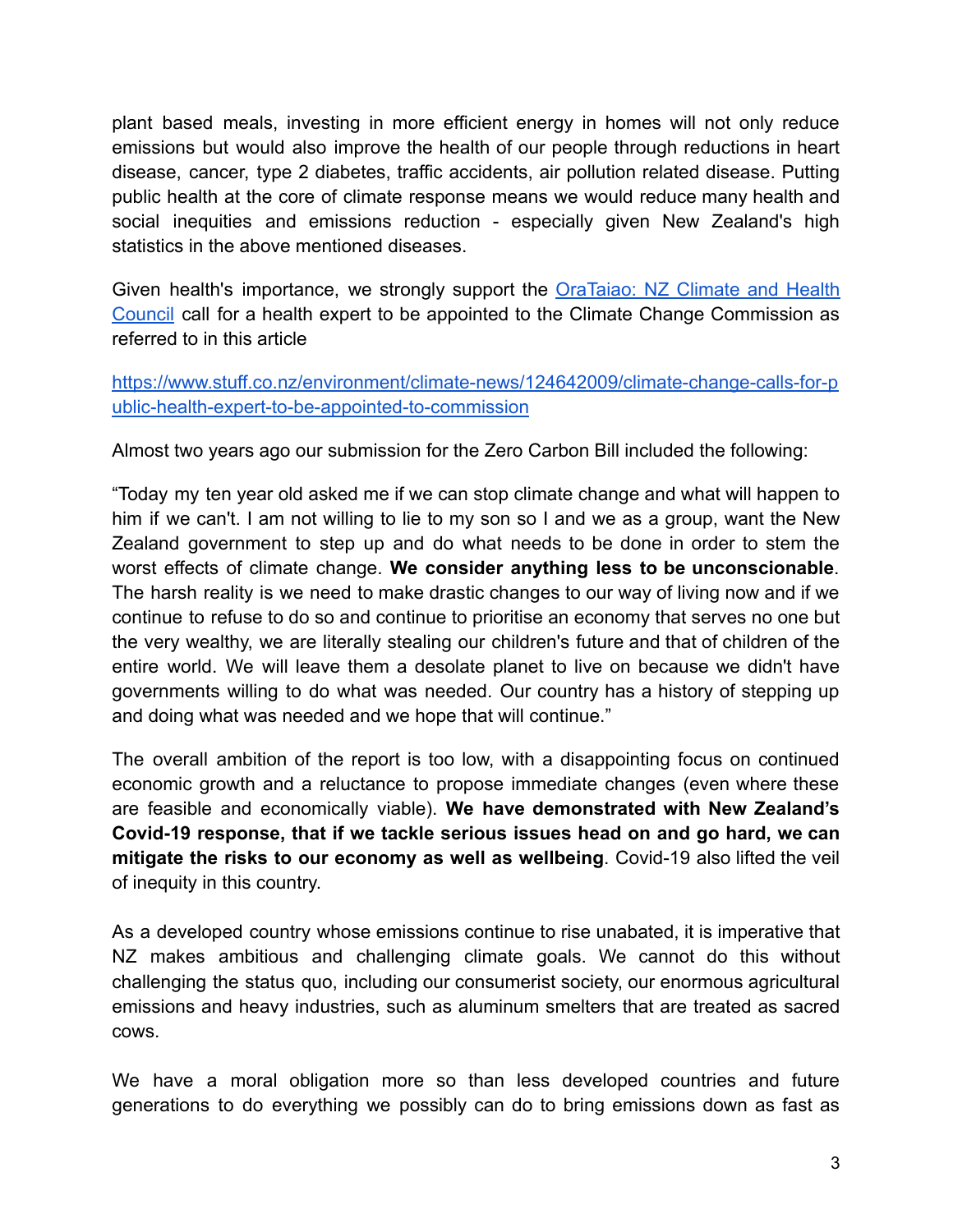plant based meals, investing in more efficient energy in homes will not only reduce emissions but would also improve the health of our people through reductions in heart disease, cancer, type 2 diabetes, traffic accidents, air pollution related disease. Putting public health at the core of climate response means we would reduce many health and social inequities and emissions reduction - especially given New Zealand's high statistics in the above mentioned diseases.

Given health's importance, we strongly support the [OraTaiao: NZ Climate and Health Council](#) call for a health expert to be appointed to the Climate Change Commission as referred to in this article

[https://www.stuff.co.nz/environment/climate-news/124642009/climate-change-calls-for-public-health-expert-to-be-appointed-to-commission](https://www.stuff.co.nz/environment/climate-news/124642009/climate-change-calls-for-public-health-expert-to-be-appointed-to-commission)

Almost two years ago our submission for the Zero Carbon Bill included the following:

“Today my ten year old asked me if we can stop climate change and what will happen to him if we can't. I am not willing to lie to my son so I and we as a group, want the New Zealand government to step up and do what needs to be done in order to stem the worst effects of climate change. **We consider anything less to be unconscionable**. The harsh reality is we need to make drastic changes to our way of living now and if we continue to refuse to do so and continue to prioritise an economy that serves no one but the very wealthy, we are literally stealing our children's future and that of children of the entire world. We will leave them a desolate planet to live on because we didn't have governments willing to do what was needed. Our country has a history of stepping up and doing what was needed and we hope that will continue.”

The overall ambition of the report is too low, with a disappointing focus on continued economic growth and a reluctance to propose immediate changes (even where these are feasible and economically viable). **We have demonstrated with New Zealand’s Covid-19 response, that if we tackle serious issues head on and go hard, we can mitigate the risks to our economy as well as wellbeing**. Covid-19 also lifted the veil of inequity in this country.

As a developed country whose emissions continue to rise unabated, it is imperative that NZ makes ambitious and challenging climate goals. We cannot do this without challenging the status quo, including our consumerist society, our enormous agricultural emissions and heavy industries, such as aluminum smelters that are treated as sacred cows.

We have a moral obligation more so than less developed countries and future generations to do everything we possibly can do to bring emissions down as fast as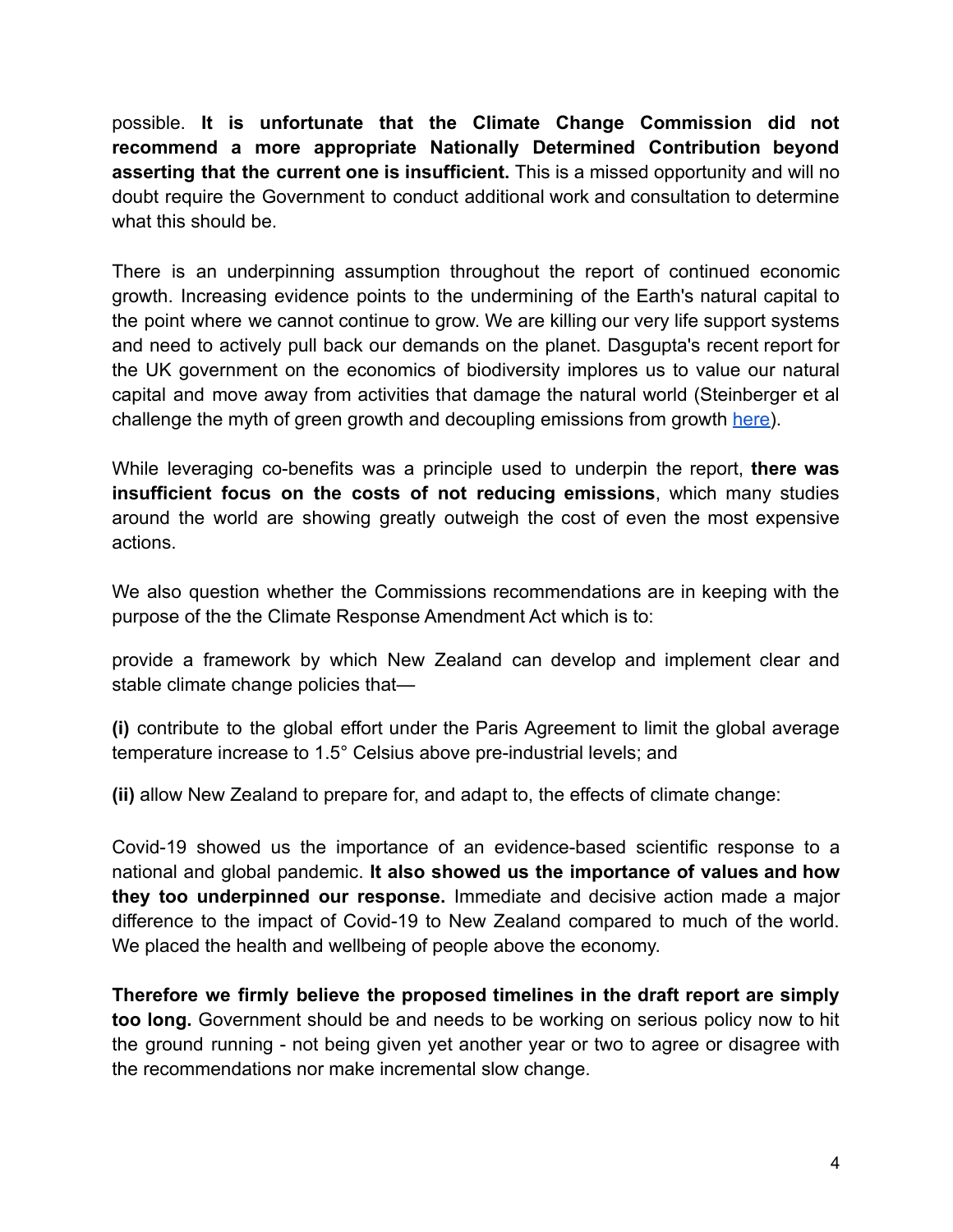possible. **It is unfortunate that the Climate Change Commission did not recommend a more appropriate Nationally Determined Contribution beyond asserting that the current one is insufficient.** This is a missed opportunity and will no doubt require the Government to conduct additional work and consultation to determine what this should be.

There is an underpinning assumption throughout the report of continued economic growth. Increasing evidence points to the undermining of the Earth's natural capital to the point where we cannot continue to grow. We are killing our very life support systems and need to actively pull back our demands on the planet. Dasgupta's recent report for the UK government on the economics of biodiversity implores us to value our natural capital and move away from activities that damage the natural world (Steinberger et al challenge the myth of green growth and decoupling emissions from growth here).

While leveraging co-benefits was a principle used to underpin the report, **there was insufficient focus on the costs of not reducing emissions**, which many studies around the world are showing greatly outweigh the cost of even the most expensive actions.

We also question whether the Commissions recommendations are in keeping with the purpose of the the Climate Response Amendment Act which is to:

provide a framework by which New Zealand can develop and implement clear and stable climate change policies that—

**(i)** contribute to the global effort under the Paris Agreement to limit the global average temperature increase to 1.5° Celsius above pre-industrial levels; and

**(ii)** allow New Zealand to prepare for, and adapt to, the effects of climate change:

Covid-19 showed us the importance of an evidence-based scientific response to a national and global pandemic. **It also showed us the importance of values and how they too underpinned our response.** Immediate and decisive action made a major difference to the impact of Covid-19 to New Zealand compared to much of the world. We placed the health and wellbeing of people above the economy.

**Therefore we firmly believe the proposed timelines in the draft report are simply too long.** Government should be and needs to be working on serious policy now to hit the ground running - not being given yet another year or two to agree or disagree with the recommendations nor make incremental slow change.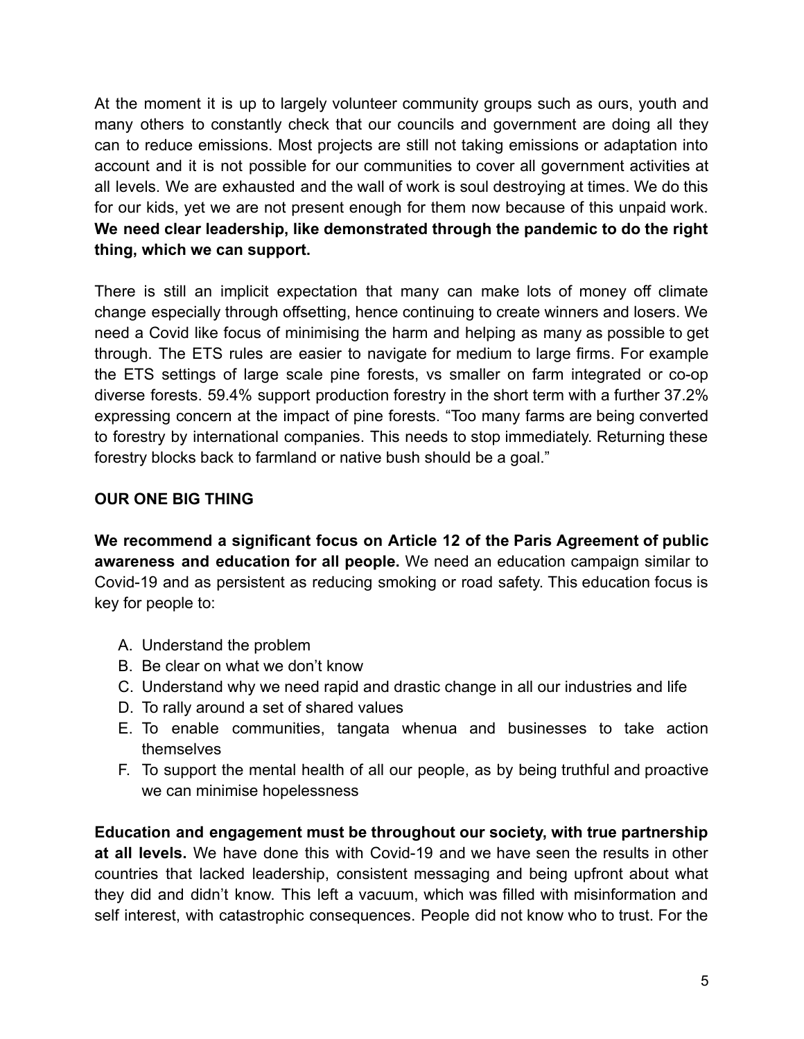At the moment it is up to largely volunteer community groups such as ours, youth and many others to constantly check that our councils and government are doing all they can to reduce emissions. Most projects are still not taking emissions or adaptation into account and it is not possible for our communities to cover all government activities at all levels. We are exhausted and the wall of work is soul destroying at times. We do this for our kids, yet we are not present enough for them now because of this unpaid work. **We need clear leadership, like demonstrated through the pandemic to do the right thing, which we can support.**

There is still an implicit expectation that many can make lots of money off climate change especially through offsetting, hence continuing to create winners and losers. We need a Covid like focus of minimising the harm and helping as many as possible to get through. The ETS rules are easier to navigate for medium to large firms. For example the ETS settings of large scale pine forests, vs smaller on farm integrated or co-op diverse forests. 59.4% support production forestry in the short term with a further 37.2% expressing concern at the impact of pine forests. "Too many farms are being converted to forestry by international companies. This needs to stop immediately. Returning these forestry blocks back to farmland or native bush should be a goal."

## OUR ONE BIG THING

**We recommend a significant focus on Article 12 of the Paris Agreement of public awareness and education for all people.** We need an education campaign similar to Covid-19 and as persistent as reducing smoking or road safety. This education focus is key for people to:

A. Understand the problem
B. Be clear on what we don't know
C. Understand why we need rapid and drastic change in all our industries and life
D. To rally around a set of shared values
E. To enable communities, tangata whenua and businesses to take action themselves
F. To support the mental health of all our people, as by being truthful and proactive we can minimise hopelessness

**Education and engagement must be throughout our society, with true partnership at all levels.** We have done this with Covid-19 and we have seen the results in other countries that lacked leadership, consistent messaging and being upfront about what they did and didn't know. This left a vacuum, which was filled with misinformation and self interest, with catastrophic consequences. People did not know who to trust. For the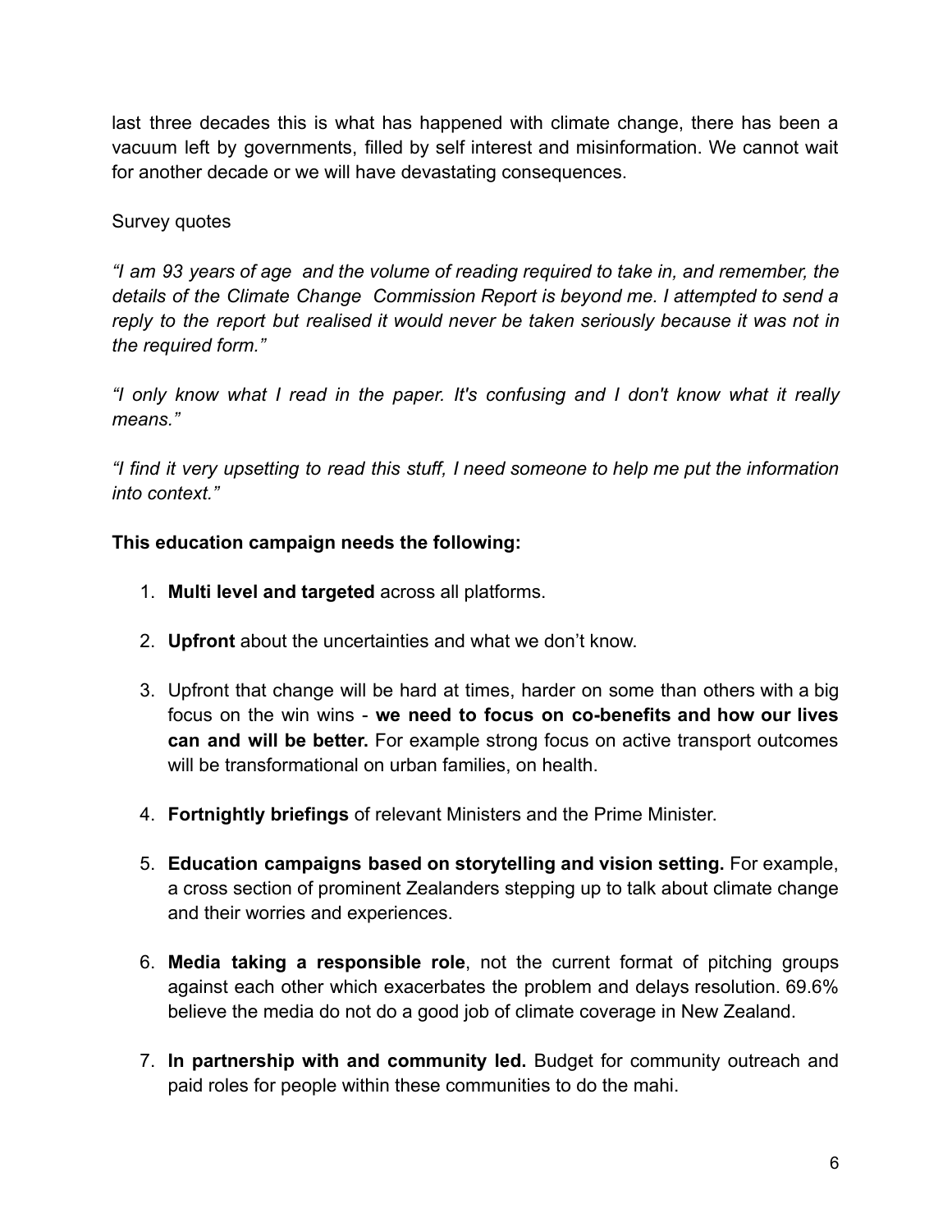last three decades this is what has happened with climate change, there has been a vacuum left by governments, filled by self interest and misinformation. We cannot wait for another decade or we will have devastating consequences.

Survey quotes

*"I am 93 years of age and the volume of reading required to take in, and remember, the details of the Climate Change Commission Report is beyond me. I attempted to send a reply to the report but realised it would never be taken seriously because it was not in the required form."*

*"I only know what I read in the paper. It's confusing and I don't know what it really means."*

*"I find it very upsetting to read this stuff, I need someone to help me put the information into context."*

**This education campaign needs the following:**

1. **Multi level and targeted** across all platforms.

2. **Upfront** about the uncertainties and what we don't know.

3. Upfront that change will be hard at times, harder on some than others with a big focus on the win wins - **we need to focus on co-benefits and how our lives can and will be better.** For example strong focus on active transport outcomes will be transformational on urban families, on health.

4. **Fortnightly briefings** of relevant Ministers and the Prime Minister.

5. **Education campaigns based on storytelling and vision setting.** For example, a cross section of prominent Zealanders stepping up to talk about climate change and their worries and experiences.

6. **Media taking a responsible role**, not the current format of pitching groups against each other which exacerbates the problem and delays resolution. 69.6% believe the media do not do a good job of climate coverage in New Zealand.

7. **In partnership with and community led.** Budget for community outreach and paid roles for people within these communities to do the mahi.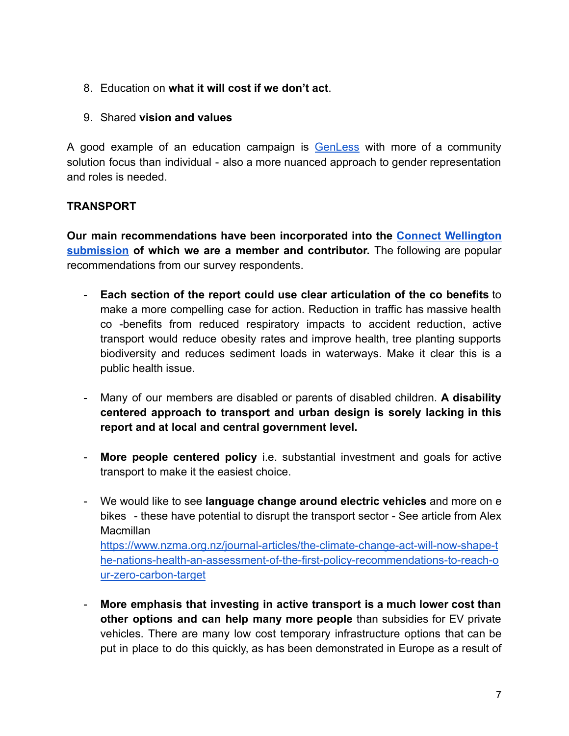8. Education on **what it will cost if we don't act**.

9. Shared **vision and values**

A good example of an education campaign is [GenLess](GenLess) with more of a community solution focus than individual - also a more nuanced approach to gender representation and roles is needed.

**TRANSPORT**

**Our main recommendations have been incorporated into the [Connect Wellington submission](Connect Wellington submission) of which we are a member and contributor.** The following are popular recommendations from our survey respondents.

- **Each section of the report could use clear articulation of the co benefits** to make a more compelling case for action. Reduction in traffic has massive health co -benefits from reduced respiratory impacts to accident reduction, active transport would reduce obesity rates and improve health, tree planting supports biodiversity and reduces sediment loads in waterways. Make it clear this is a public health issue.

- Many of our members are disabled or parents of disabled children. **A disability centered approach to transport and urban design is sorely lacking in this report and at local and central government level.**

- **More people centered policy** i.e. substantial investment and goals for active transport to make it the easiest choice.

- We would like to see **language change around electric vehicles** and more on e bikes - these have potential to disrupt the transport sector - See article from Alex Macmillan https://www.nzma.org.nz/journal-articles/the-climate-change-act-will-now-shape-the-nations-health-an-assessment-of-the-first-policy-recommendations-to-reach-our-zero-carbon-target

- **More emphasis that investing in active transport is a much lower cost than other options and can help many more people** than subsidies for EV private vehicles. There are many low cost temporary infrastructure options that can be put in place to do this quickly, as has been demonstrated in Europe as a result of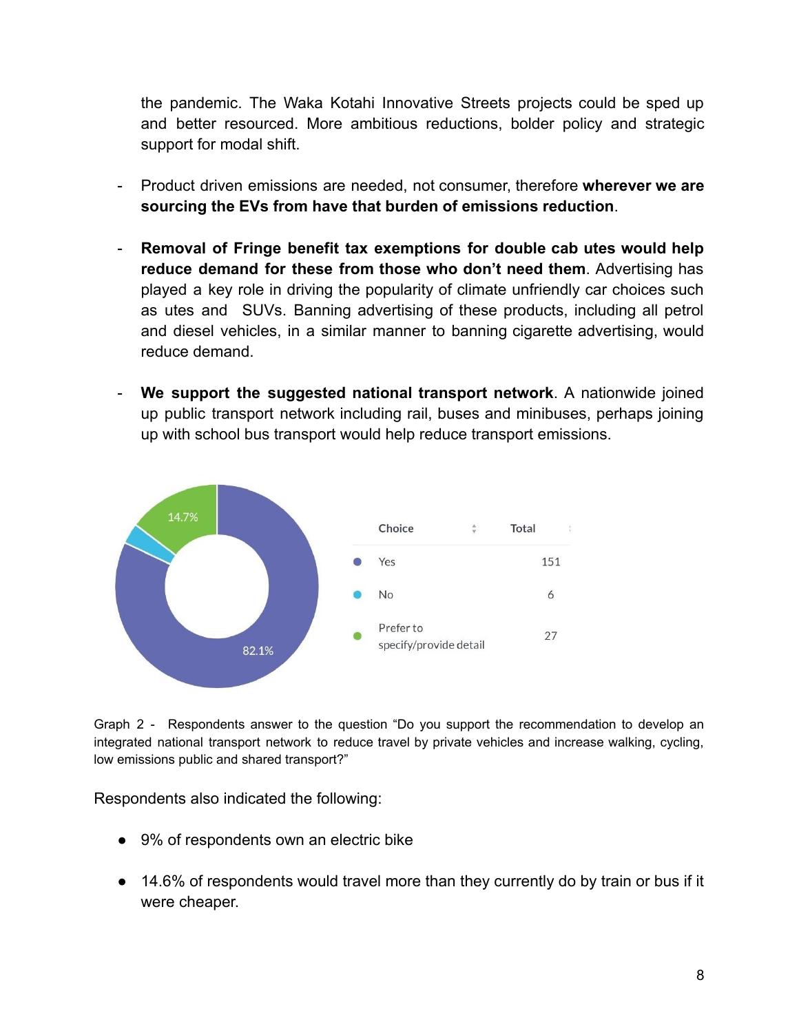the pandemic. The Waka Kotahi Innovative Streets projects could be sped up and better resourced. More ambitious reductions, bolder policy and strategic support for modal shift.

- Product driven emissions are needed, not consumer, therefore **wherever we are sourcing the EVs from have that burden of emissions reduction**.

- **Removal of Fringe benefit tax exemptions for double cab utes would help reduce demand for these from those who don't need them**. Advertising has played a key role in driving the popularity of climate unfriendly car choices such as utes and SUVs. Banning advertising of these products, including all petrol and diesel vehicles, in a similar manner to banning cigarette advertising, would reduce demand.

- **We support the suggested national transport network**. A nationwide joined up public transport network including rail, buses and minibuses, perhaps joining up with school bus transport would help reduce transport emissions.

| Choice | Total |
| --- | --- |
| Yes | 151 |
| No | 6 |
| Prefer to specify/provide detail | 27 |

Graph 2 - Respondents answer to the question "Do you support the recommendation to develop an integrated national transport network to reduce travel by private vehicles and increase walking, cycling, low emissions public and shared transport?"

Respondents also indicated the following:

- 9% of respondents own an electric bike
- 14.6% of respondents would travel more than they currently do by train or bus if it were cheaper.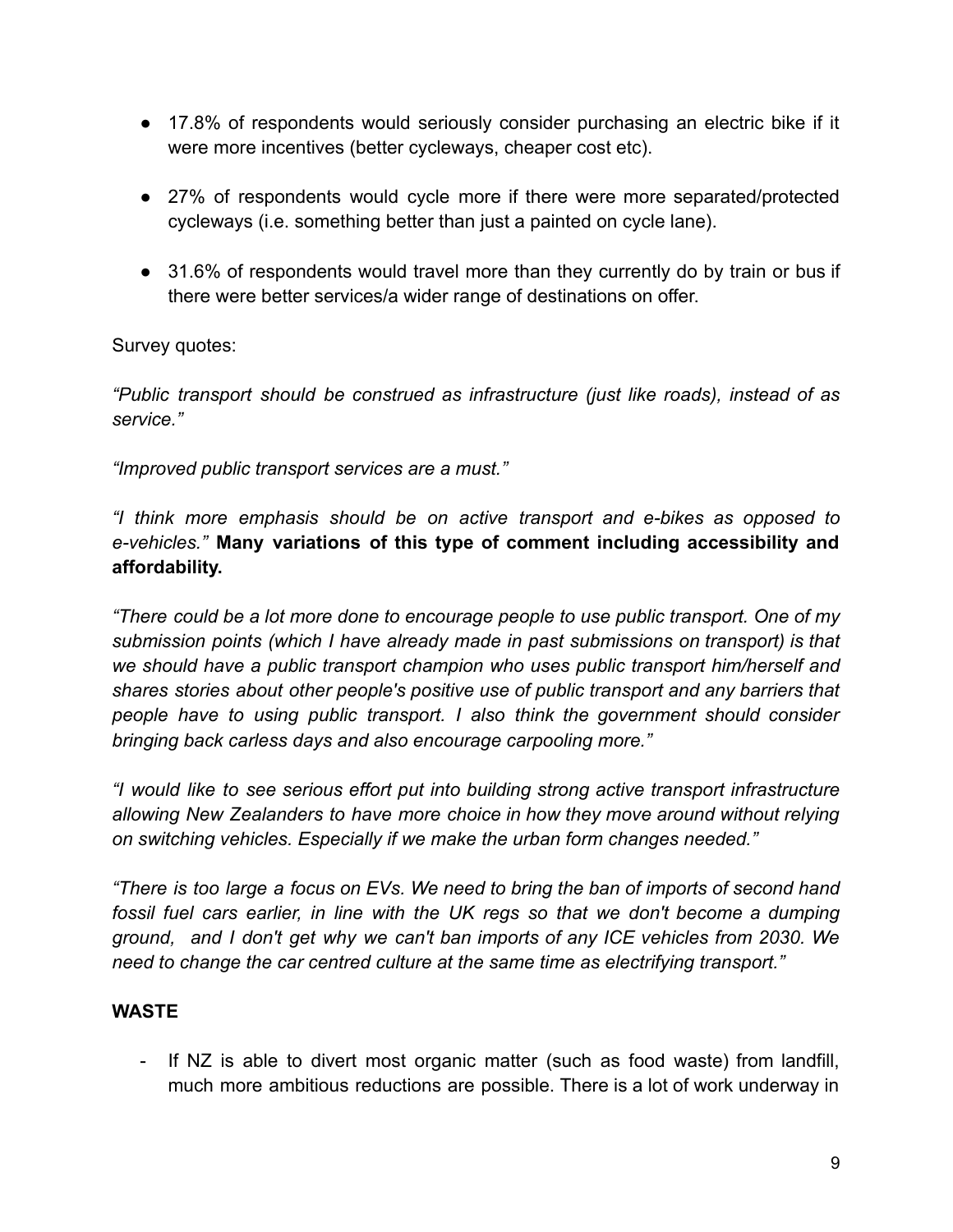- 17.8% of respondents would seriously consider purchasing an electric bike if it were more incentives (better cycleways, cheaper cost etc).
- 27% of respondents would cycle more if there were more separated/protected cycleways (i.e. something better than just a painted on cycle lane).
- 31.6% of respondents would travel more than they currently do by train or bus if there were better services/a wider range of destinations on offer.

Survey quotes:

*"Public transport should be construed as infrastructure (just like roads), instead of as service."*

*"Improved public transport services are a must."*

*"I think more emphasis should be on active transport and e-bikes as opposed to e-vehicles."* **Many variations of this type of comment including accessibility and affordability.**

*"There could be a lot more done to encourage people to use public transport. One of my submission points (which I have already made in past submissions on transport) is that we should have a public transport champion who uses public transport him/herself and shares stories about other people's positive use of public transport and any barriers that people have to using public transport. I also think the government should consider bringing back carless days and also encourage carpooling more."*

*"I would like to see serious effort put into building strong active transport infrastructure allowing New Zealanders to have more choice in how they move around without relying on switching vehicles. Especially if we make the urban form changes needed."*

*"There is too large a focus on EVs. We need to bring the ban of imports of second hand fossil fuel cars earlier, in line with the UK regs so that we don't become a dumping ground, and I don't get why we can't ban imports of any ICE vehicles from 2030. We need to change the car centred culture at the same time as electrifying transport."*

**WASTE**

- If NZ is able to divert most organic matter (such as food waste) from landfill, much more ambitious reductions are possible. There is a lot of work underway in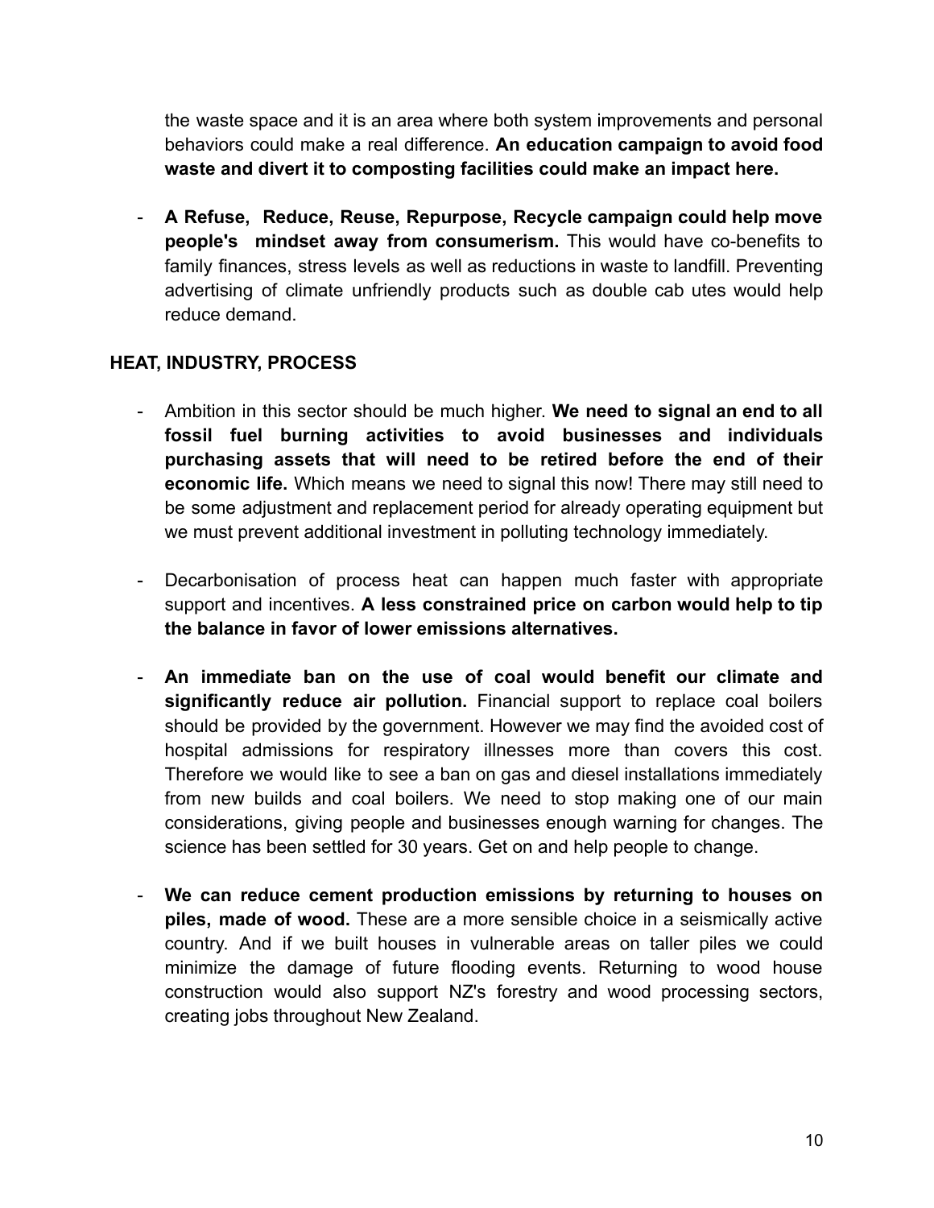the waste space and it is an area where both system improvements and personal behaviors could make a real difference. **An education campaign to avoid food waste and divert it to composting facilities could make an impact here.**

- **A Refuse, Reduce, Reuse, Repurpose, Recycle campaign could help move people's mindset away from consumerism.** This would have co-benefits to family finances, stress levels as well as reductions in waste to landfill. Preventing advertising of climate unfriendly products such as double cab utes would help reduce demand.

## HEAT, INDUSTRY, PROCESS

- Ambition in this sector should be much higher. **We need to signal an end to all fossil fuel burning activities to avoid businesses and individuals purchasing assets that will need to be retired before the end of their economic life.** Which means we need to signal this now! There may still need to be some adjustment and replacement period for already operating equipment but we must prevent additional investment in polluting technology immediately.

- Decarbonisation of process heat can happen much faster with appropriate support and incentives. **A less constrained price on carbon would help to tip the balance in favor of lower emissions alternatives.**

- **An immediate ban on the use of coal would benefit our climate and significantly reduce air pollution.** Financial support to replace coal boilers should be provided by the government. However we may find the avoided cost of hospital admissions for respiratory illnesses more than covers this cost. Therefore we would like to see a ban on gas and diesel installations immediately from new builds and coal boilers. We need to stop making one of our main considerations, giving people and businesses enough warning for changes. The science has been settled for 30 years. Get on and help people to change.

- **We can reduce cement production emissions by returning to houses on piles, made of wood.** These are a more sensible choice in a seismically active country. And if we built houses in vulnerable areas on taller piles we could minimize the damage of future flooding events. Returning to wood house construction would also support NZ's forestry and wood processing sectors, creating jobs throughout New Zealand.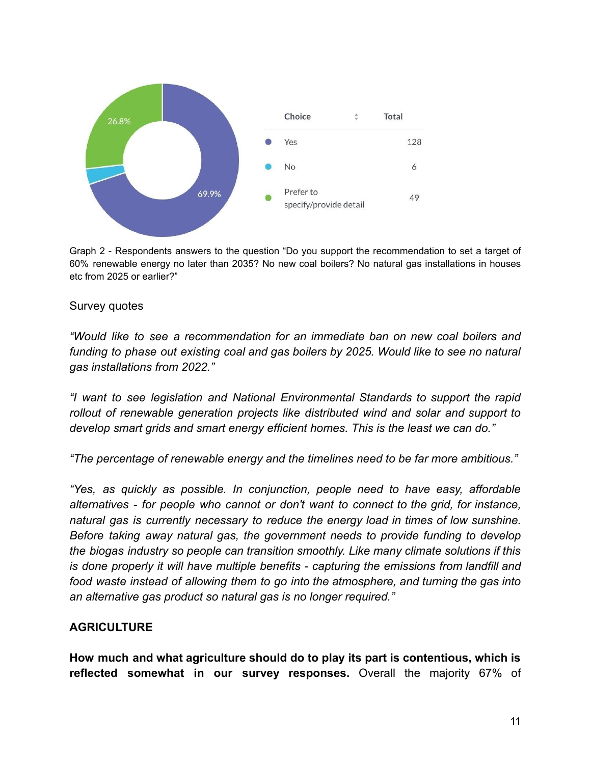| Choice | Total |
| --- | --- |
| Yes | 128 |
| No | 6 |
| Prefer to specify/provide detail | 49 |

Graph 2 - Respondents answers to the question "Do you support the recommendation to set a target of 60% renewable energy no later than 2035? No new coal boilers? No natural gas installations in houses etc from 2025 or earlier?"

Survey quotes

*"Would like to see a recommendation for an immediate ban on new coal boilers and funding to phase out existing coal and gas boilers by 2025. Would like to see no natural gas installations from 2022."*

*"I want to see legislation and National Environmental Standards to support the rapid rollout of renewable generation projects like distributed wind and solar and support to develop smart grids and smart energy efficient homes. This is the least we can do."*

*"The percentage of renewable energy and the timelines need to be far more ambitious."*

*"Yes, as quickly as possible. In conjunction, people need to have easy, affordable alternatives - for people who cannot or don't want to connect to the grid, for instance, natural gas is currently necessary to reduce the energy load in times of low sunshine. Before taking away natural gas, the government needs to provide funding to develop the biogas industry so people can transition smoothly. Like many climate solutions if this is done properly it will have multiple benefits - capturing the emissions from landfill and food waste instead of allowing them to go into the atmosphere, and turning the gas into an alternative gas product so natural gas is no longer required."*

**AGRICULTURE**

**How much and what agriculture should do to play its part is contentious, which is reflected somewhat in our survey responses.** Overall the majority 67% of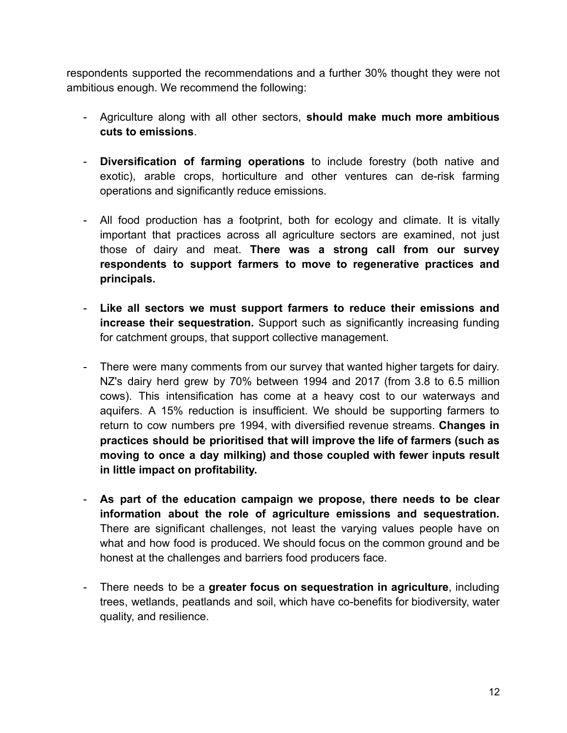respondents supported the recommendations and a further 30% thought they were not ambitious enough. We recommend the following:

- Agriculture along with all other sectors, **should make much more ambitious cuts to emissions**.

- **Diversification of farming operations** to include forestry (both native and exotic), arable crops, horticulture and other ventures can de-risk farming operations and significantly reduce emissions.

- All food production has a footprint, both for ecology and climate. It is vitally important that practices across all agriculture sectors are examined, not just those of dairy and meat. **There was a strong call from our survey respondents to support farmers to move to regenerative practices and principals.**

- **Like all sectors we must support farmers to reduce their emissions and increase their sequestration.** Support such as significantly increasing funding for catchment groups, that support collective management.

- There were many comments from our survey that wanted higher targets for dairy. NZ's dairy herd grew by 70% between 1994 and 2017 (from 3.8 to 6.5 million cows). This intensification has come at a heavy cost to our waterways and aquifers. A 15% reduction is insufficient. We should be supporting farmers to return to cow numbers pre 1994, with diversified revenue streams. **Changes in practices should be prioritised that will improve the life of farmers (such as moving to once a day milking) and those coupled with fewer inputs result in little impact on profitability.**

- **As part of the education campaign we propose, there needs to be clear information about the role of agriculture emissions and sequestration.** There are significant challenges, not least the varying values people have on what and how food is produced. We should focus on the common ground and be honest at the challenges and barriers food producers face.

- There needs to be a **greater focus on sequestration in agriculture**, including trees, wetlands, peatlands and soil, which have co-benefits for biodiversity, water quality, and resilience.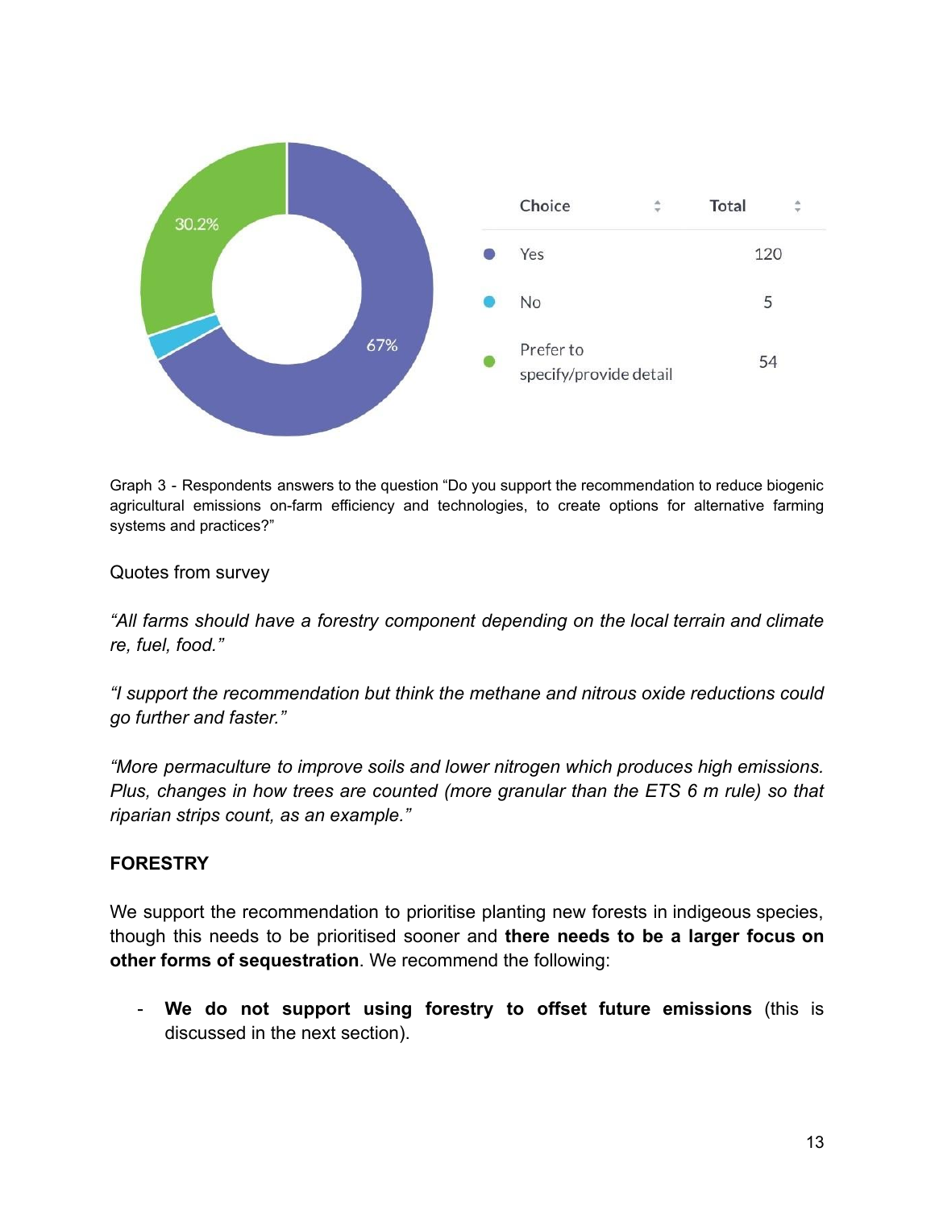| Choice | Total |
| --- | --- |
| Yes | 120 |
| No | 5 |
| Prefer to specify/provide detail | 54 |

Graph 3 - Respondents answers to the question "Do you support the recommendation to reduce biogenic agricultural emissions on-farm efficiency and technologies, to create options for alternative farming systems and practices?"

Quotes from survey

*"All farms should have a forestry component depending on the local terrain and climate re, fuel, food."*

*"I support the recommendation but think the methane and nitrous oxide reductions could go further and faster."*

*"More permaculture to improve soils and lower nitrogen which produces high emissions. Plus, changes in how trees are counted (more granular than the ETS 6 m rule) so that riparian strips count, as an example."*

**FORESTRY**

We support the recommendation to prioritise planting new forests in indigeous species, though this needs to be prioritised sooner and **there needs to be a larger focus on other forms of sequestration**. We recommend the following:

- **We do not support using forestry to offset future emissions** (this is discussed in the next section).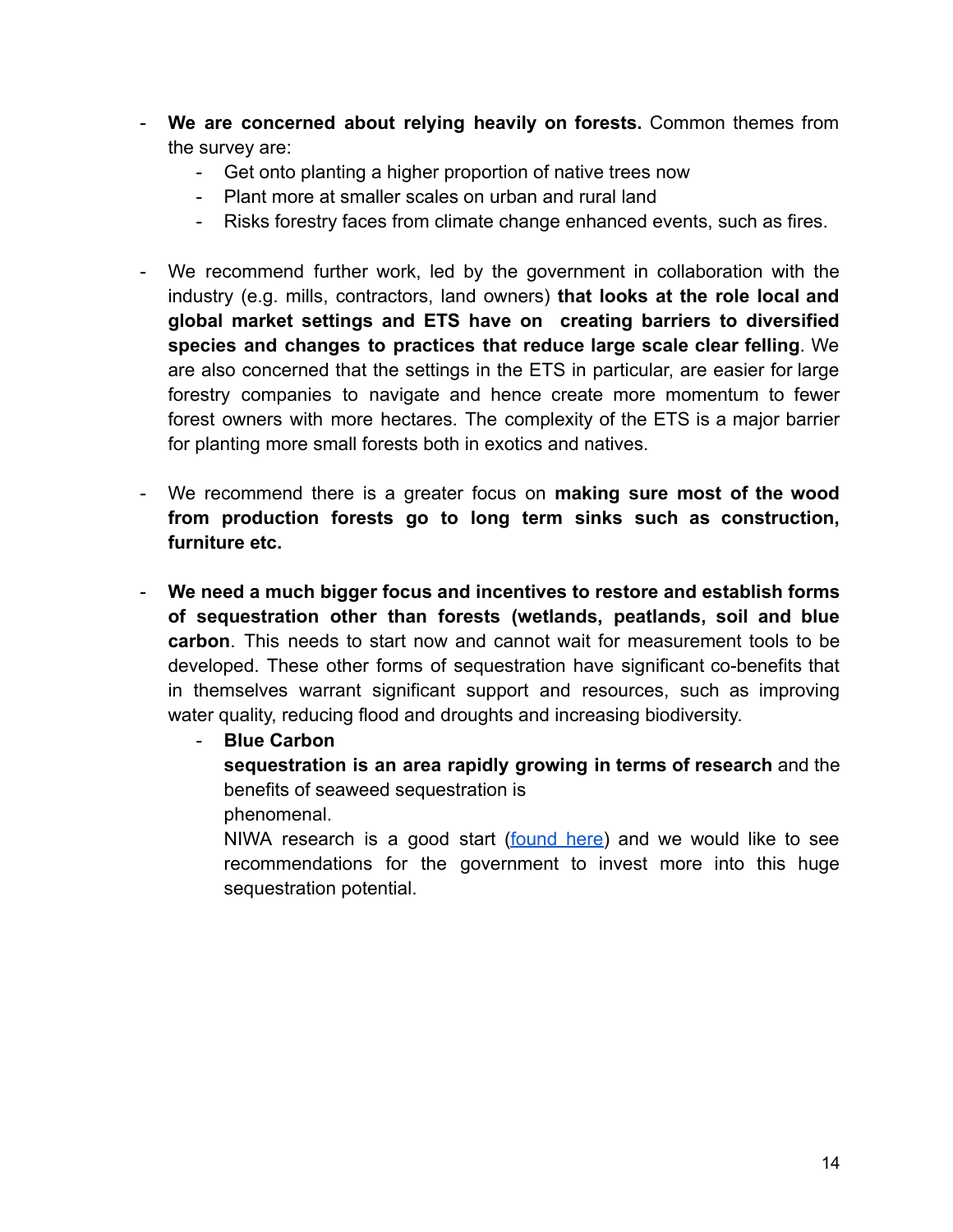- **We are concerned about relying heavily on forests.** Common themes from the survey are:
  - Get onto planting a higher proportion of native trees now
  - Plant more at smaller scales on urban and rural land
  - Risks forestry faces from climate change enhanced events, such as fires.

- We recommend further work, led by the government in collaboration with the industry (e.g. mills, contractors, land owners) **that looks at the role local and global market settings and ETS have on creating barriers to diversified species and changes to practices that reduce large scale clear felling**. We are also concerned that the settings in the ETS in particular, are easier for large forestry companies to navigate and hence create more momentum to fewer forest owners with more hectares. The complexity of the ETS is a major barrier for planting more small forests both in exotics and natives.

- We recommend there is a greater focus on **making sure most of the wood from production forests go to long term sinks such as construction, furniture etc.**

- **We need a much bigger focus and incentives to restore and establish forms of sequestration other than forests (wetlands, peatlands, soil and blue carbon**. This needs to start now and cannot wait for measurement tools to be developed. These other forms of sequestration have significant co-benefits that in themselves warrant significant support and resources, such as improving water quality, reducing flood and droughts and increasing biodiversity.
  - **Blue Carbon**
    **sequestration is an area rapidly growing in terms of research** and the benefits of seaweed sequestration is phenomenal.
    NIWA research is a good start (found here) and we would like to see recommendations for the government to invest more into this huge sequestration potential.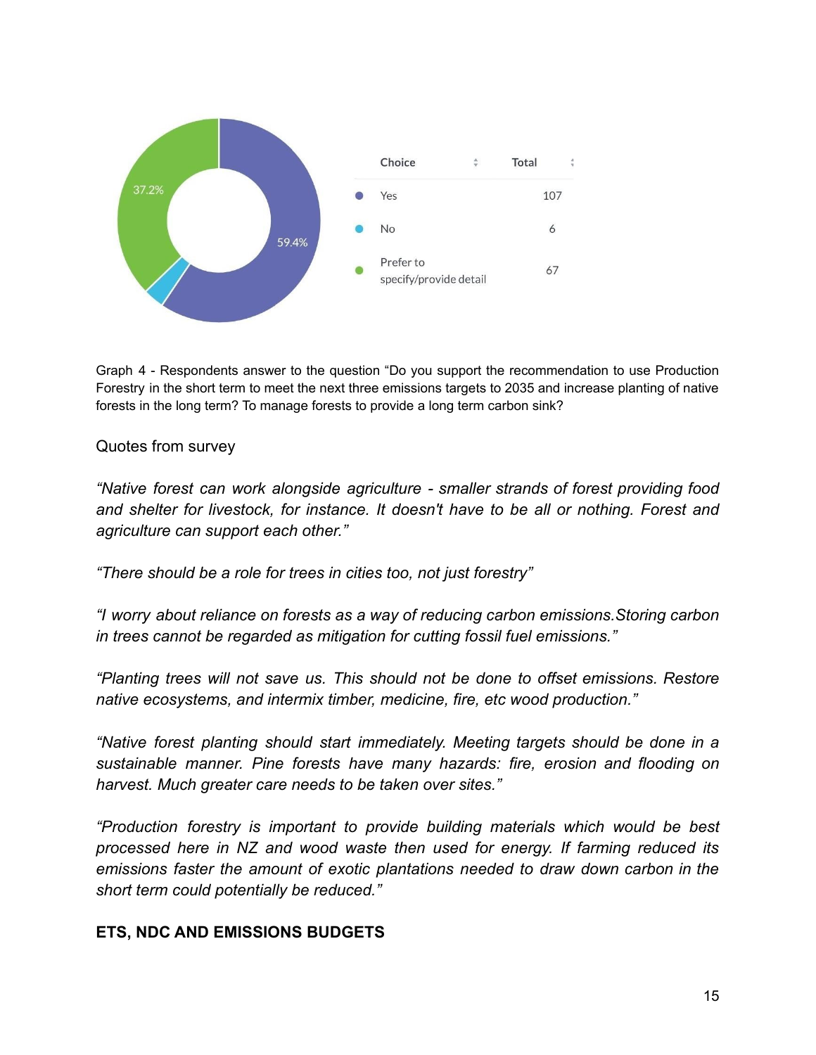| Choice | Total |
|---|---|
| Yes | 107 |
| No | 6 |
| Prefer to specify/provide detail | 67 |

Graph 4 - Respondents answer to the question "Do you support the recommendation to use Production Forestry in the short term to meet the next three emissions targets to 2035 and increase planting of native forests in the long term? To manage forests to provide a long term carbon sink?

Quotes from survey

*"Native forest can work alongside agriculture - smaller strands of forest providing food and shelter for livestock, for instance. It doesn't have to be all or nothing. Forest and agriculture can support each other."*

*"There should be a role for trees in cities too, not just forestry"*

*"I worry about reliance on forests as a way of reducing carbon emissions.Storing carbon in trees cannot be regarded as mitigation for cutting fossil fuel emissions."*

*"Planting trees will not save us. This should not be done to offset emissions. Restore native ecosystems, and intermix timber, medicine, fire, etc wood production."*

*"Native forest planting should start immediately. Meeting targets should be done in a sustainable manner. Pine forests have many hazards: fire, erosion and flooding on harvest. Much greater care needs to be taken over sites."*

*"Production forestry is important to provide building materials which would be best processed here in NZ and wood waste then used for energy. If farming reduced its emissions faster the amount of exotic plantations needed to draw down carbon in the short term could potentially be reduced."*

**ETS, NDC AND EMISSIONS BUDGETS**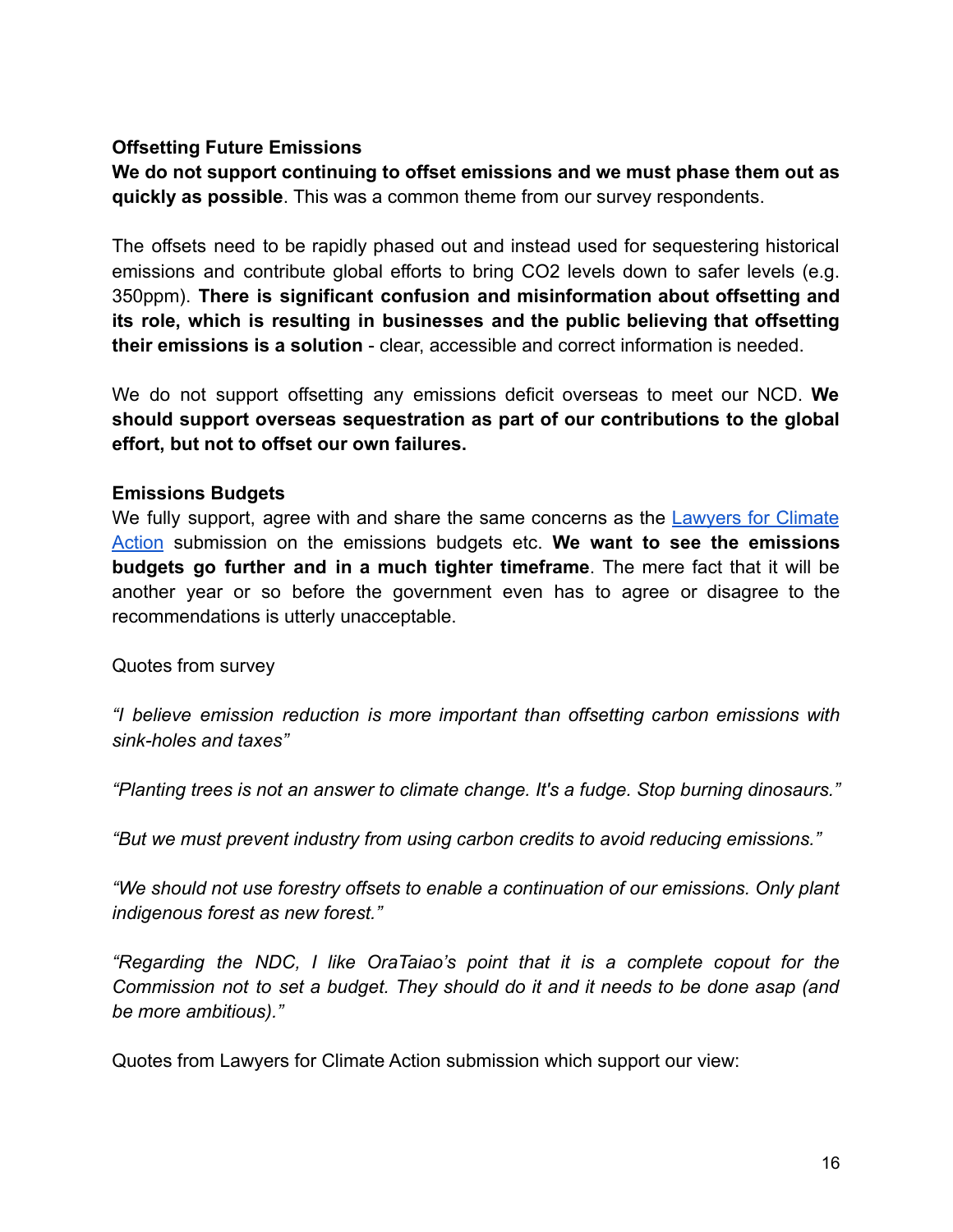**Offsetting Future Emissions**

**We do not support continuing to offset emissions and we must phase them out as quickly as possible**. This was a common theme from our survey respondents.

The offsets need to be rapidly phased out and instead used for sequestering historical emissions and contribute global efforts to bring $CO_2$ levels down to safer levels (e.g. 350ppm). **There is significant confusion and misinformation about offsetting and its role, which is resulting in businesses and the public believing that offsetting their emissions is a solution** - clear, accessible and correct information is needed.

We do not support offsetting any emissions deficit overseas to meet our NCD. **We should support overseas sequestration as part of our contributions to the global effort, but not to offset our own failures.**

**Emissions Budgets**

We fully support, agree with and share the same concerns as the [Lawyers for Climate Action]() submission on the emissions budgets etc. **We want to see the emissions budgets go further and in a much tighter timeframe**. The mere fact that it will be another year or so before the government even has to agree or disagree to the recommendations is utterly unacceptable.

Quotes from survey

*"I believe emission reduction is more important than offsetting carbon emissions with sink-holes and taxes"*

*"Planting trees is not an answer to climate change. It's a fudge. Stop burning dinosaurs."*

*"But we must prevent industry from using carbon credits to avoid reducing emissions."*

*"We should not use forestry offsets to enable a continuation of our emissions. Only plant indigenous forest as new forest."*

*"Regarding the NDC, I like OraTaiao's point that it is a complete copout for the Commission not to set a budget. They should do it and it needs to be done asap (and be more ambitious)."*

Quotes from Lawyers for Climate Action submission which support our view: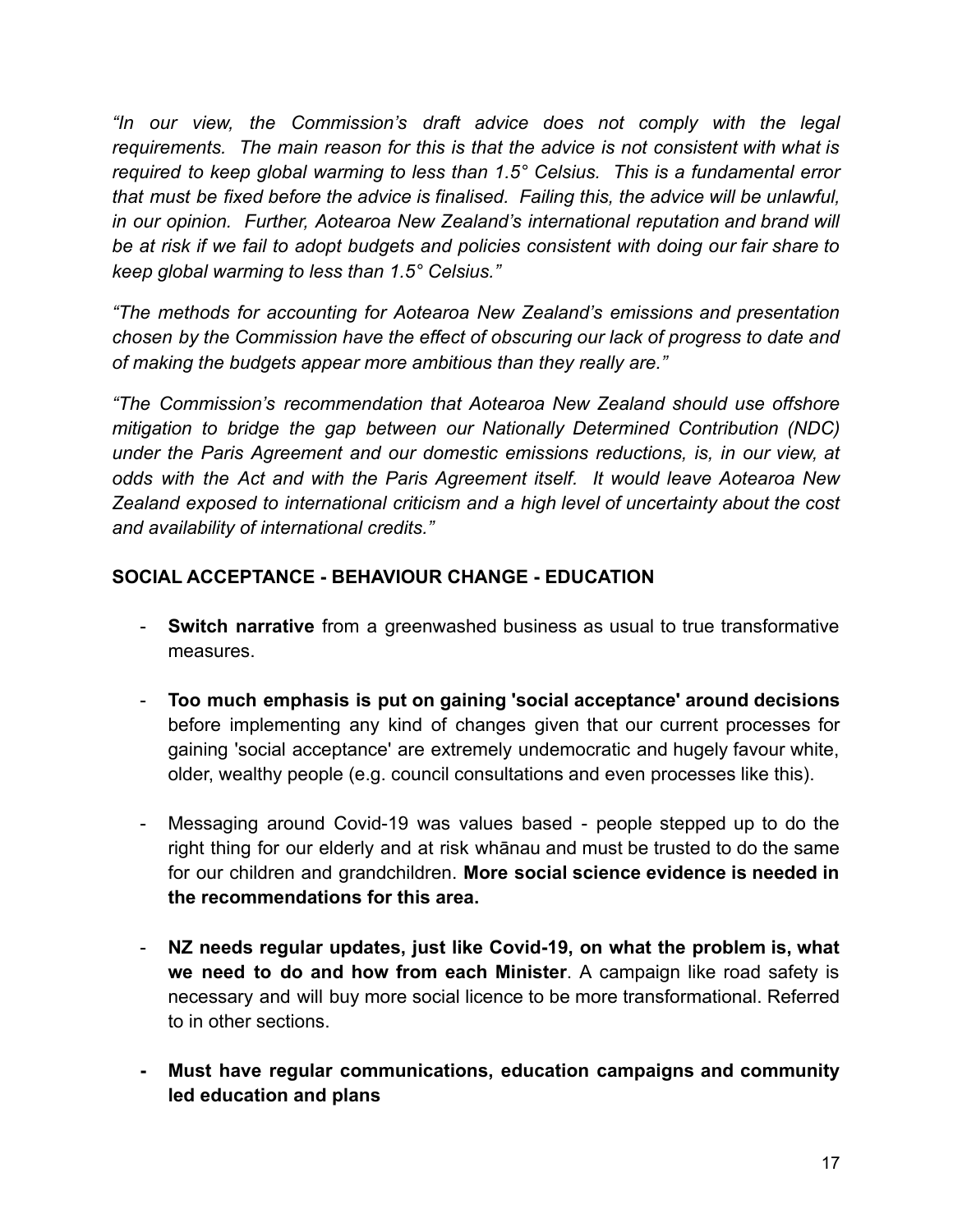*"In our view, the Commission's draft advice does not comply with the legal requirements. The main reason for this is that the advice is not consistent with what is required to keep global warming to less than 1.5° Celsius. This is a fundamental error that must be fixed before the advice is finalised. Failing this, the advice will be unlawful, in our opinion. Further, Aotearoa New Zealand's international reputation and brand will be at risk if we fail to adopt budgets and policies consistent with doing our fair share to keep global warming to less than 1.5° Celsius."*

*"The methods for accounting for Aotearoa New Zealand's emissions and presentation chosen by the Commission have the effect of obscuring our lack of progress to date and of making the budgets appear more ambitious than they really are."*

*"The Commission's recommendation that Aotearoa New Zealand should use offshore mitigation to bridge the gap between our Nationally Determined Contribution (NDC) under the Paris Agreement and our domestic emissions reductions, is, in our view, at odds with the Act and with the Paris Agreement itself. It would leave Aotearoa New Zealand exposed to international criticism and a high level of uncertainty about the cost and availability of international credits."*

## SOCIAL ACCEPTANCE - BEHAVIOUR CHANGE - EDUCATION

- **Switch narrative** from a greenwashed business as usual to true transformative measures.
- **Too much emphasis is put on gaining 'social acceptance' around decisions** before implementing any kind of changes given that our current processes for gaining 'social acceptance' are extremely undemocratic and hugely favour white, older, wealthy people (e.g. council consultations and even processes like this).
- Messaging around Covid-19 was values based - people stepped up to do the right thing for our elderly and at risk whānau and must be trusted to do the same for our children and grandchildren. **More social science evidence is needed in the recommendations for this area.**
- **NZ needs regular updates, just like Covid-19, on what the problem is, what we need to do and how from each Minister**. A campaign like road safety is necessary and will buy more social licence to be more transformational. Referred to in other sections.
- **Must have regular communications, education campaigns and community led education and plans**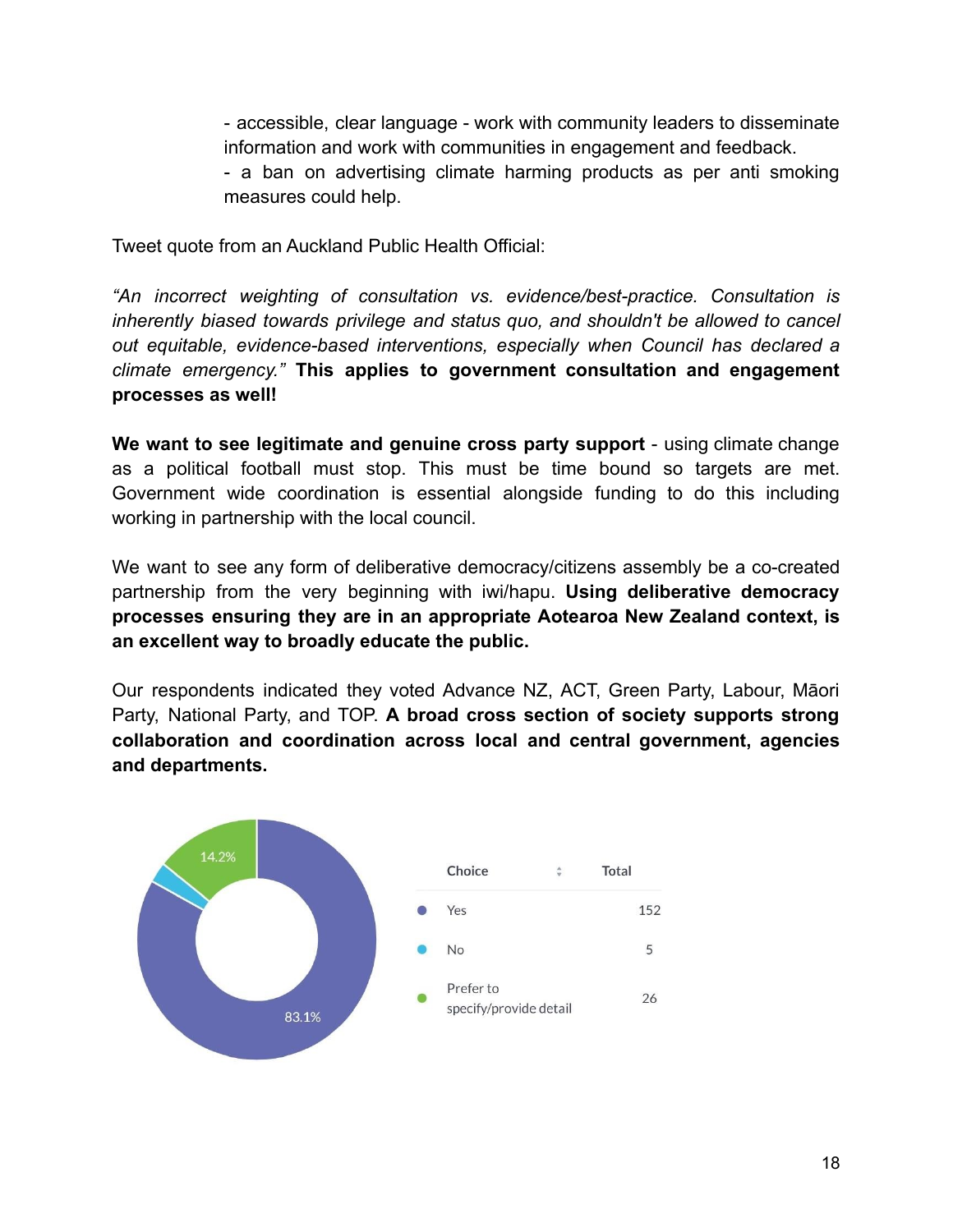- accessible, clear language - work with community leaders to disseminate information and work with communities in engagement and feedback.
- a ban on advertising climate harming products as per anti smoking measures could help.

Tweet quote from an Auckland Public Health Official:

*"An incorrect weighting of consultation vs. evidence/best-practice. Consultation is inherently biased towards privilege and status quo, and shouldn't be allowed to cancel out equitable, evidence-based interventions, especially when Council has declared a climate emergency."* **This applies to government consultation and engagement processes as well!**

**We want to see legitimate and genuine cross party support** - using climate change as a political football must stop. This must be time bound so targets are met. Government wide coordination is essential alongside funding to do this including working in partnership with the local council.

We want to see any form of deliberative democracy/citizens assembly be a co-created partnership from the very beginning with iwi/hapu. **Using deliberative democracy processes ensuring they are in an appropriate Aotearoa New Zealand context, is an excellent way to broadly educate the public.**

Our respondents indicated they voted Advance NZ, ACT, Green Party, Labour, Māori Party, National Party, and TOP. **A broad cross section of society supports strong collaboration and coordination across local and central government, agencies and departments.**

| Choice | Total |
|---|---|
| Yes | 152 |
| No | 5 |
| Prefer to specify/provide detail | 26 |

83.1%

14.2%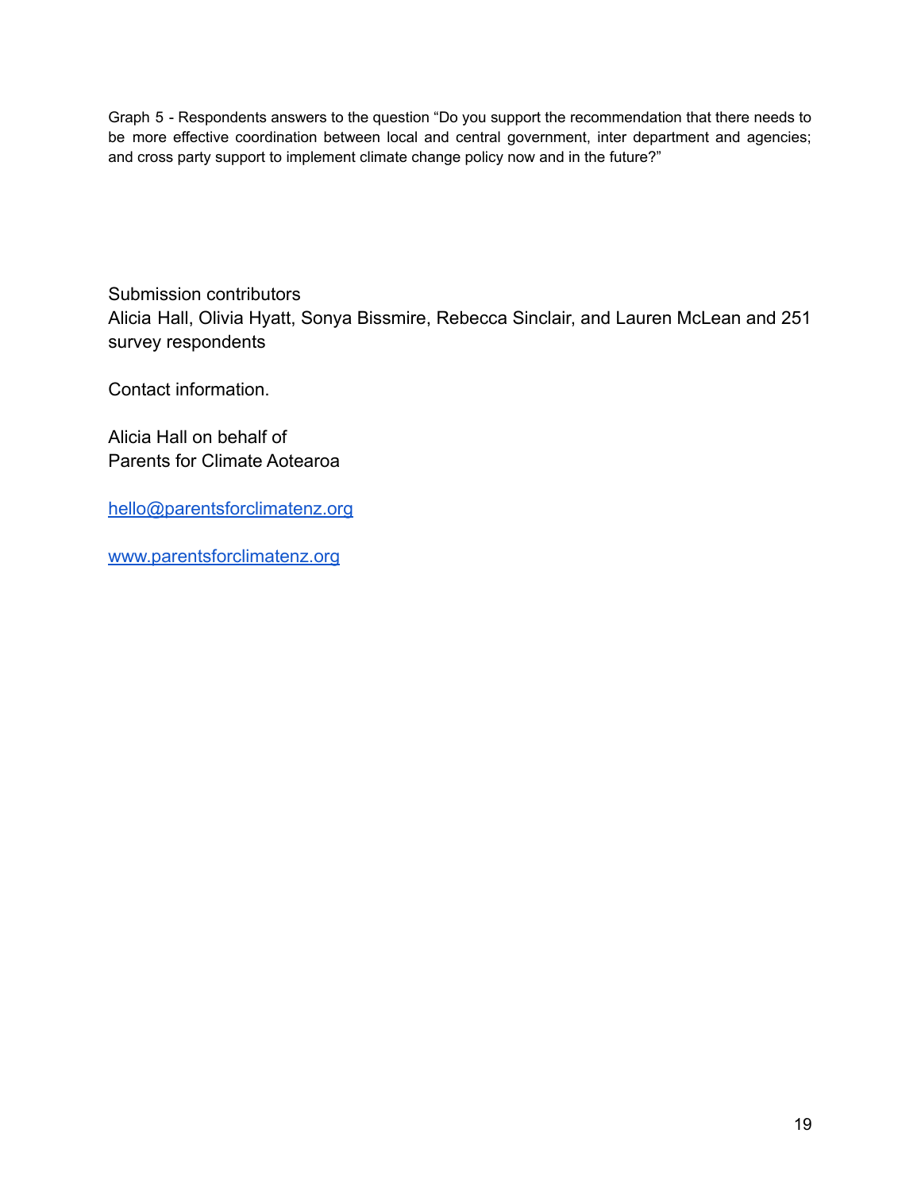Graph 5 - Respondents answers to the question “Do you support the recommendation that there needs to be more effective coordination between local and central government, inter department and agencies; and cross party support to implement climate change policy now and in the future?”

Submission contributors

Alicia Hall, Olivia Hyatt, Sonya Bissmire, Rebecca Sinclair, and Lauren McLean and 251 survey respondents

Contact information.

Alicia Hall on behalf of
Parents for Climate Aotearoa

[hello@parentsforclimatenz.org](mailto:hello@parentsforclimatenz.org)

[www.parentsforclimatenz.org](http://www.parentsforclimatenz.org)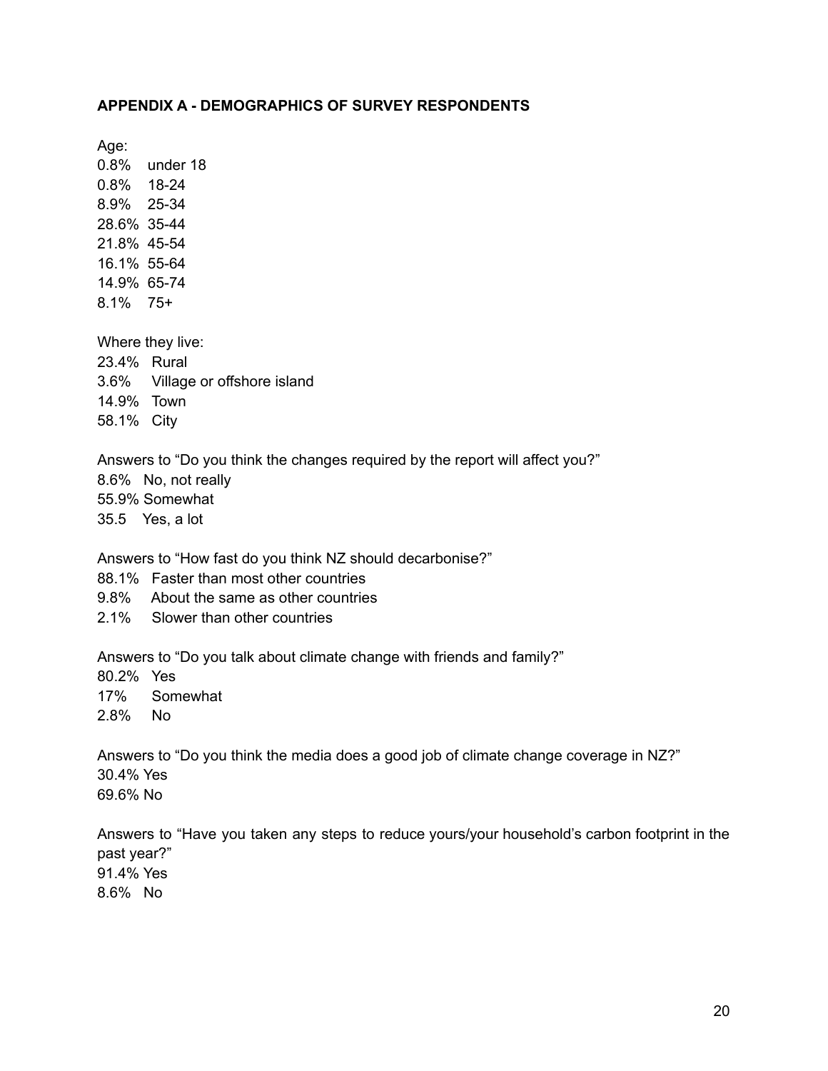## APPENDIX A - DEMOGRAPHICS OF SURVEY RESPONDENTS

Age:
0.8% under 18
0.8% 18-24
8.9% 25-34
28.6% 35-44
21.8% 45-54
16.1% 55-64
14.9% 65-74
8.1% 75+

Where they live:
23.4% Rural
3.6% Village or offshore island
14.9% Town
58.1% City

Answers to "Do you think the changes required by the report will affect you?"
8.6% No, not really
55.9% Somewhat
35.5 Yes, a lot

Answers to "How fast do you think NZ should decarbonise?"
88.1% Faster than most other countries
9.8% About the same as other countries
2.1% Slower than other countries

Answers to "Do you talk about climate change with friends and family?"
80.2% Yes
17% Somewhat
2.8% No

Answers to "Do you think the media does a good job of climate change coverage in NZ?"
30.4% Yes
69.6% No

Answers to "Have you taken any steps to reduce yours/your household's carbon footprint in the past year?"
91.4% Yes
8.6% No